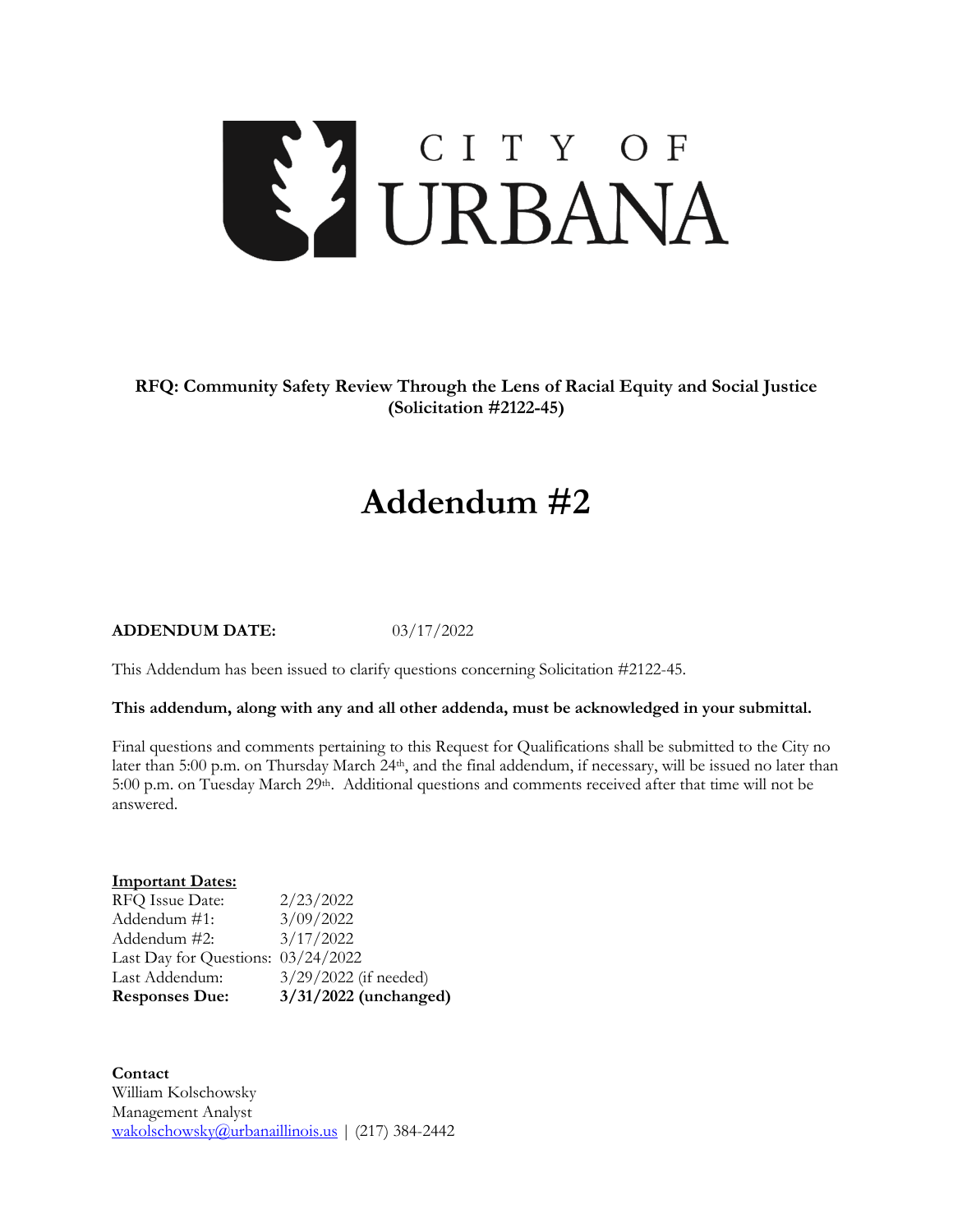CITY OF URBANA

**RFQ: Community Safety Review Through the Lens of Racial Equity and Social Justice (Solicitation #2122-45)**

# Addendum #2

**ADDENDUM DATE:** 03/17/2022

This Addendum has been issued to clarify questions concerning Solicitation #2122-45.

**This addendum, along with any and all other addenda, must be acknowledged in your submittal.**

Final questions and comments pertaining to this Request for Qualifications shall be submitted to the City no later than 5:00 p.m. on Thursday March 24th, and the final addendum, if necessary, will be issued no later than 5:00 p.m. on Tuesday March 29th. Additional questions and comments received after that time will not be answered.

**Important Dates:**

| | |
|---|---|
| RFQ Issue Date: | 2/23/2022 |
| Addendum #1: | 3/09/2022 |
| Addendum #2: | 3/17/2022 |
| Last Day for Questions: | 03/24/2022 |
| Last Addendum: | 3/29/2022 (if needed) |
| **Responses Due:** | **3/31/2022 (unchanged)** |

**Contact**
William Kolschowsky
Management Analyst
wakolschowsky@urbanaillinois.us | (217) 384-2442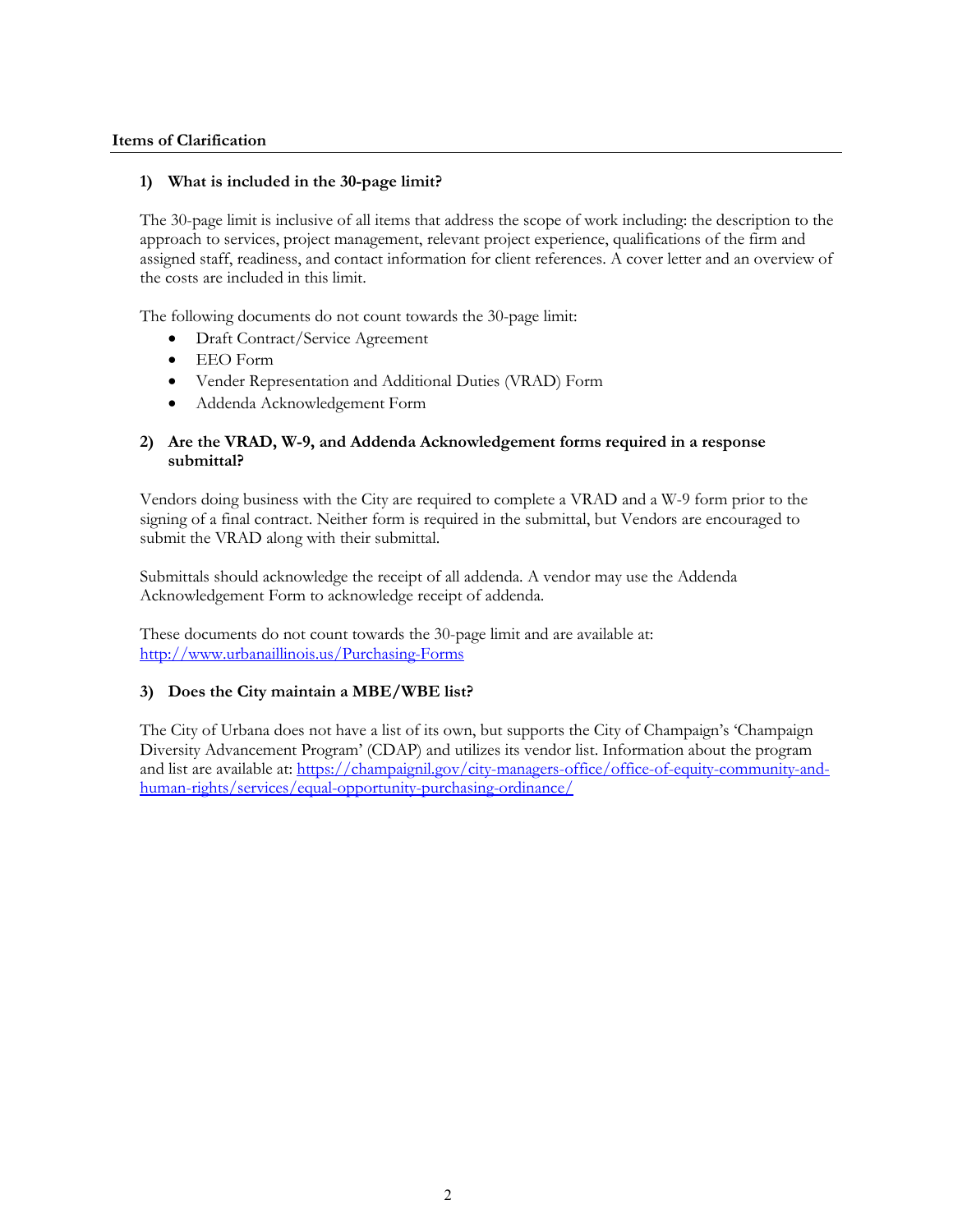## Items of Clarification

### 1) What is included in the 30-page limit?

The 30-page limit is inclusive of all items that address the scope of work including: the description to the approach to services, project management, relevant project experience, qualifications of the firm and assigned staff, readiness, and contact information for client references. A cover letter and an overview of the costs are included in this limit.

The following documents do not count towards the 30-page limit:

- Draft Contract/Service Agreement
- EEO Form
- Vender Representation and Additional Duties (VRAD) Form
- Addenda Acknowledgement Form

### 2) Are the VRAD, W-9, and Addenda Acknowledgement forms required in a response submittal?

Vendors doing business with the City are required to complete a VRAD and a W-9 form prior to the signing of a final contract. Neither form is required in the submittal, but Vendors are encouraged to submit the VRAD along with their submittal.

Submittals should acknowledge the receipt of all addenda. A vendor may use the Addenda Acknowledgement Form to acknowledge receipt of addenda.

These documents do not count towards the 30-page limit and are available at: http://www.urbanaillinois.us/Purchasing-Forms

### 3) Does the City maintain a MBE/WBE list?

The City of Urbana does not have a list of its own, but supports the City of Champaign's 'Champaign Diversity Advancement Program' (CDAP) and utilizes its vendor list. Information about the program and list are available at: https://champaignil.gov/city-managers-office/office-of-equity-community-and-human-rights/services/equal-opportunity-purchasing-ordinance/